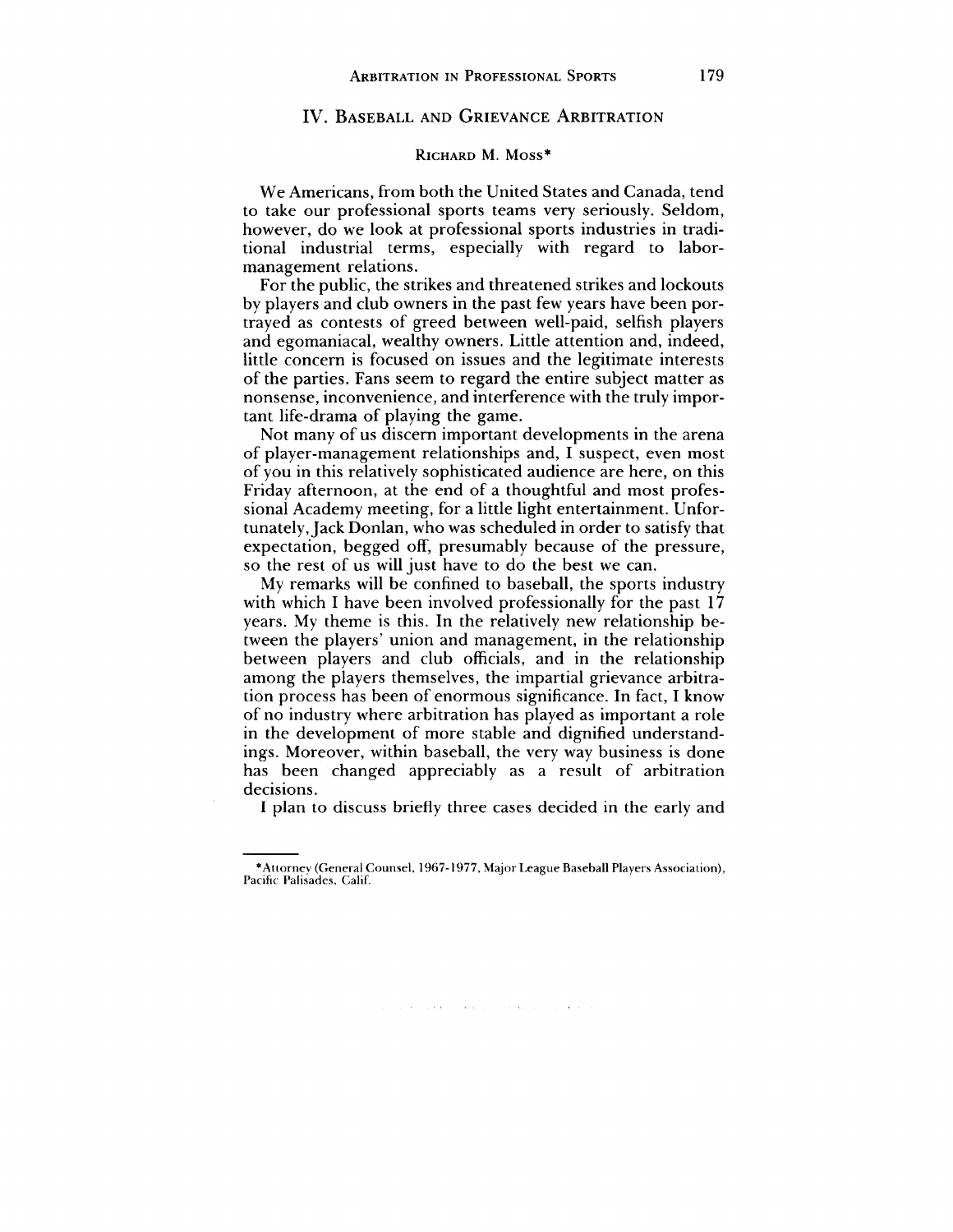## IV. Baseball and Grievance Arbitration

Richard M. Moss*

We Americans, from both the United States and Canada, tend to take our professional sports teams very seriously. Seldom, however, do we look at professional sports industries in traditional industrial terms, especially with regard to labor-management relations.

For the public, the strikes and threatened strikes and lockouts by players and club owners in the past few years have been portrayed as contests of greed between well-paid, selfish players and egomaniacal, wealthy owners. Little attention and, indeed, little concern is focused on issues and the legitimate interests of the parties. Fans seem to regard the entire subject matter as nonsense, inconvenience, and interference with the truly important life-drama of playing the game.

Not many of us discern important developments in the arena of player-management relationships and, I suspect, even most of you in this relatively sophisticated audience are here, on this Friday afternoon, at the end of a thoughtful and most professional Academy meeting, for a little light entertainment. Unfortunately, Jack Donlan, who was scheduled in order to satisfy that expectation, begged off, presumably because of the pressure, so the rest of us will just have to do the best we can.

My remarks will be confined to baseball, the sports industry with which I have been involved professionally for the past 17 years. My theme is this. In the relatively new relationship between the players' union and management, in the relationship between players and club officials, and in the relationship among the players themselves, the impartial grievance arbitration process has been of enormous significance. In fact, I know of no industry where arbitration has played as important a role in the development of more stable and dignified understandings. Moreover, within baseball, the very way business is done has been changed appreciably as a result of arbitration decisions.

I plan to discuss briefly three cases decided in the early and

---

*Attorney (General Counsel, 1967-1977, Major League Baseball Players Association), Pacific Palisades, Calif.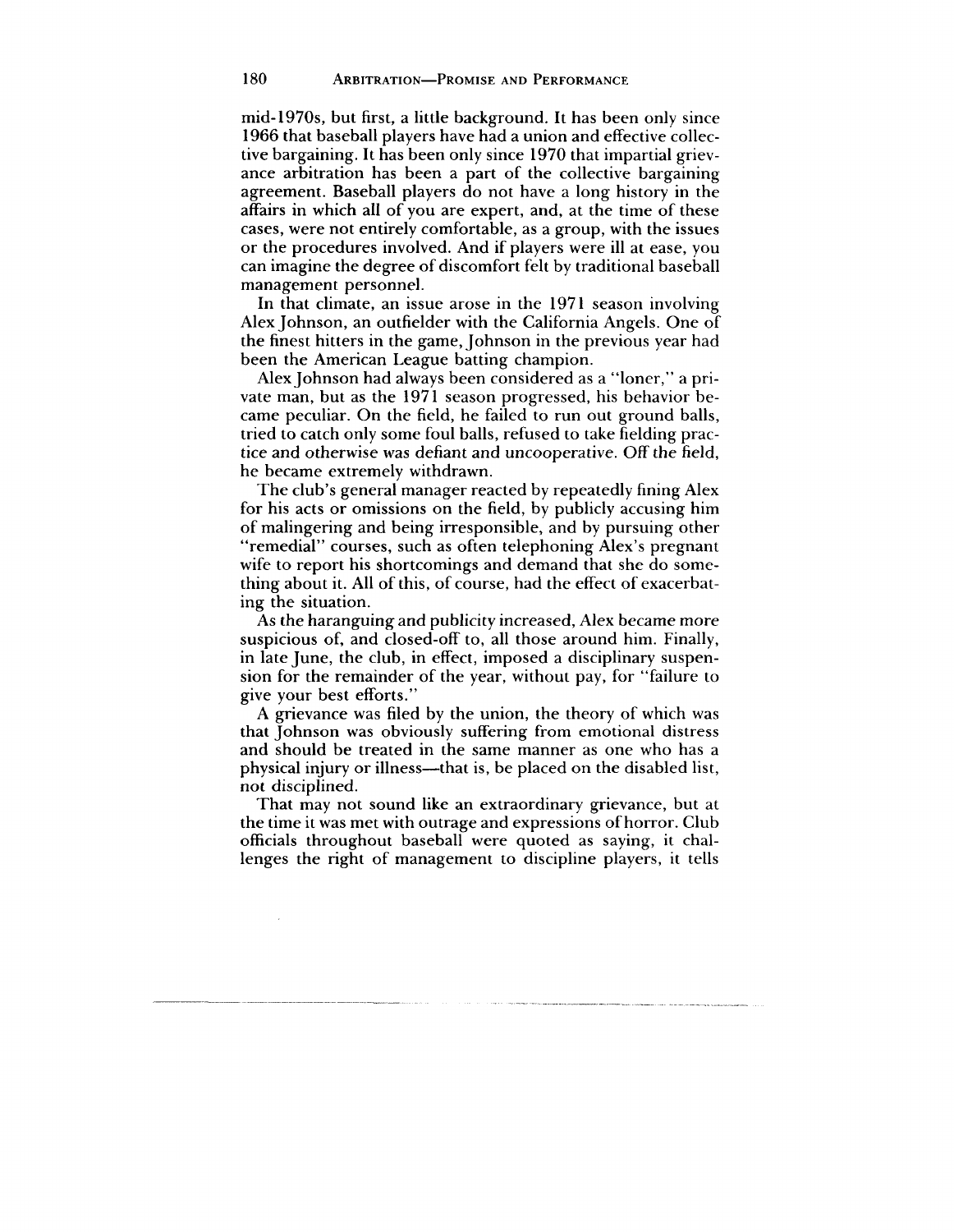mid-1970s, but first, a little background. It has been only since 1966 that baseball players have had a union and effective collective bargaining. It has been only since 1970 that impartial grievance arbitration has been a part of the collective bargaining agreement. Baseball players do not have a long history in the affairs in which all of you are expert, and, at the time of these cases, were not entirely comfortable, as a group, with the issues or the procedures involved. And if players were ill at ease, you can imagine the degree of discomfort felt by traditional baseball management personnel.

In that climate, an issue arose in the 1971 season involving Alex Johnson, an outfielder with the California Angels. One of the finest hitters in the game, Johnson in the previous year had been the American League batting champion.

Alex Johnson had always been considered as a "loner," a private man, but as the 1971 season progressed, his behavior became peculiar. On the field, he failed to run out ground balls, tried to catch only some foul balls, refused to take fielding practice and otherwise was defiant and uncooperative. Off the field, he became extremely withdrawn.

The club's general manager reacted by repeatedly fining Alex for his acts or omissions on the field, by publicly accusing him of malingering and being irresponsible, and by pursuing other "remedial" courses, such as often telephoning Alex's pregnant wife to report his shortcomings and demand that she do something about it. All of this, of course, had the effect of exacerbating the situation.

As the haranguing and publicity increased, Alex became more suspicious of, and closed-off to, all those around him. Finally, in late June, the club, in effect, imposed a disciplinary suspension for the remainder of the year, without pay, for "failure to give your best efforts."

A grievance was filed by the union, the theory of which was that Johnson was obviously suffering from emotional distress and should be treated in the same manner as one who has a physical injury or illness—that is, be placed on the disabled list, not disciplined.

That may not sound like an extraordinary grievance, but at the time it was met with outrage and expressions of horror. Club officials throughout baseball were quoted as saying, it challenges the right of management to discipline players, it tells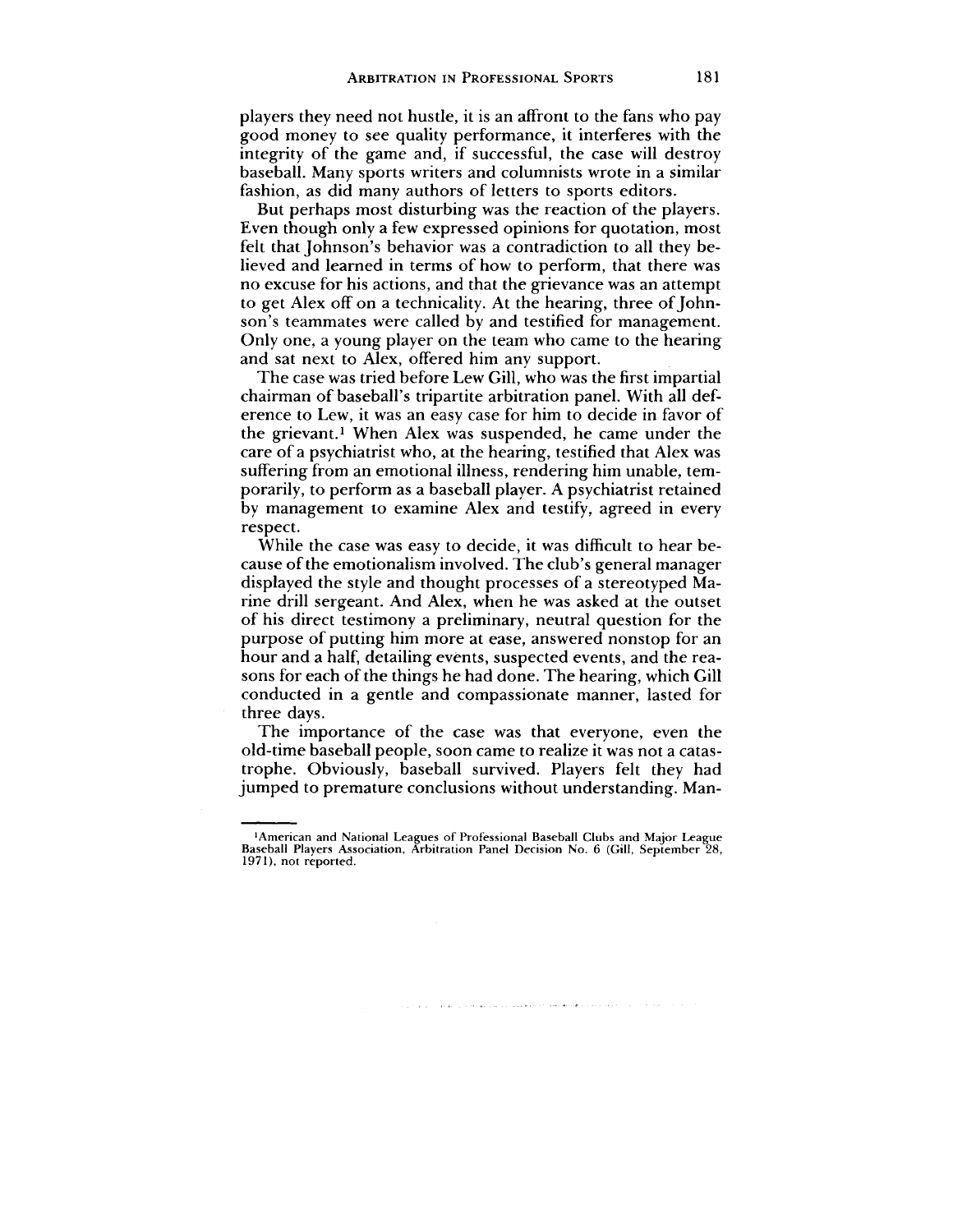players they need not hustle, it is an affront to the fans who pay good money to see quality performance, it interferes with the integrity of the game and, if successful, the case will destroy baseball. Many sports writers and columnists wrote in a similar fashion, as did many authors of letters to sports editors.

But perhaps most disturbing was the reaction of the players. Even though only a few expressed opinions for quotation, most felt that Johnson's behavior was a contradiction to all they believed and learned in terms of how to perform, that there was no excuse for his actions, and that the grievance was an attempt to get Alex off on a technicality. At the hearing, three of Johnson's teammates were called by and testified for management. Only one, a young player on the team who came to the hearing and sat next to Alex, offered him any support.

The case was tried before Lew Gill, who was the first impartial chairman of baseball's tripartite arbitration panel. With all deference to Lew, it was an easy case for him to decide in favor of the grievant.[1] When Alex was suspended, he came under the care of a psychiatrist who, at the hearing, testified that Alex was suffering from an emotional illness, rendering him unable, temporarily, to perform as a baseball player. A psychiatrist retained by management to examine Alex and testify, agreed in every respect.

While the case was easy to decide, it was difficult to hear because of the emotionalism involved. The club's general manager displayed the style and thought processes of a stereotyped Marine drill sergeant. And Alex, when he was asked at the outset of his direct testimony a preliminary, neutral question for the purpose of putting him more at ease, answered nonstop for an hour and a half, detailing events, suspected events, and the reasons for each of the things he had done. The hearing, which Gill conducted in a gentle and compassionate manner, lasted for three days.

The importance of the case was that everyone, even the old-time baseball people, soon came to realize it was not a catastrophe. Obviously, baseball survived. Players felt they had jumped to premature conclusions without understanding. Man-

---

[1] American and National Leagues of Professional Baseball Clubs and Major League Baseball Players Association, Arbitration Panel Decision No. 6 (Gill, September 28, 1971), not reported.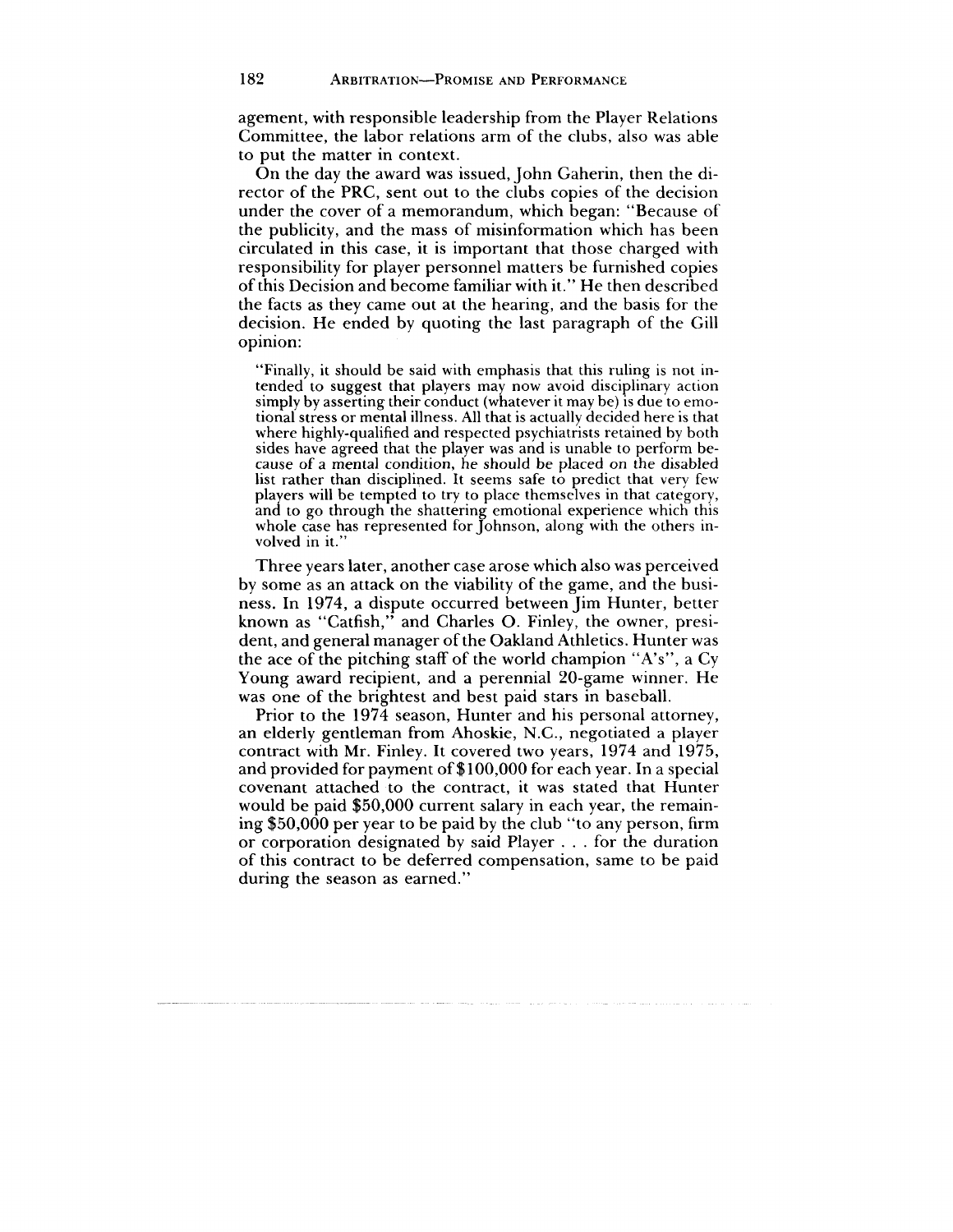agement, with responsible leadership from the Player Relations Committee, the labor relations arm of the clubs, also was able to put the matter in context.

On the day the award was issued, John Gaherin, then the director of the PRC, sent out to the clubs copies of the decision under the cover of a memorandum, which began: "Because of the publicity, and the mass of misinformation which has been circulated in this case, it is important that those charged with responsibility for player personnel matters be furnished copies of this Decision and become familiar with it." He then described the facts as they came out at the hearing, and the basis for the decision. He ended by quoting the last paragraph of the Gill opinion:

> "Finally, it should be said with emphasis that this ruling is not intended to suggest that players may now avoid disciplinary action simply by asserting their conduct (whatever it may be) is due to emotional stress or mental illness. All that is actually decided here is that where highly-qualified and respected psychiatrists retained by both sides have agreed that the player was and is unable to perform because of a mental condition, he should be placed on the disabled list rather than disciplined. It seems safe to predict that very few players will be tempted to try to place themselves in that category, and to go through the shattering emotional experience which this whole case has represented for Johnson, along with the others involved in it."

Three years later, another case arose which also was perceived by some as an attack on the viability of the game, and the business. In 1974, a dispute occurred between Jim Hunter, better known as "Catfish," and Charles O. Finley, the owner, president, and general manager of the Oakland Athletics. Hunter was the ace of the pitching staff of the world champion "A's", a Cy Young award recipient, and a perennial 20-game winner. He was one of the brightest and best paid stars in baseball.

Prior to the 1974 season, Hunter and his personal attorney, an elderly gentleman from Ahoskie, N.C., negotiated a player contract with Mr. Finley. It covered two years, 1974 and 1975, and provided for payment of $100,000 for each year. In a special covenant attached to the contract, it was stated that Hunter would be paid $50,000 current salary in each year, the remaining $50,000 per year to be paid by the club "to any person, firm or corporation designated by said Player . . . for the duration of this contract to be deferred compensation, same to be paid during the season as earned."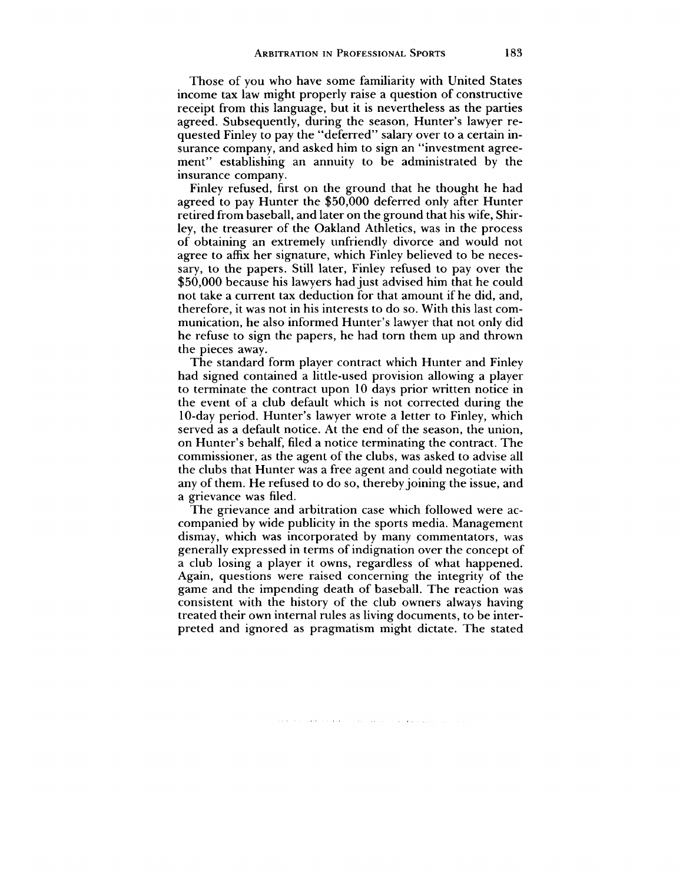Those of you who have some familiarity with United States income tax law might properly raise a question of constructive receipt from this language, but it is nevertheless as the parties agreed. Subsequently, during the season, Hunter's lawyer requested Finley to pay the "deferred" salary over to a certain insurance company, and asked him to sign an "investment agreement" establishing an annuity to be administrated by the insurance company.

Finley refused, first on the ground that he thought he had agreed to pay Hunter the $50,000 deferred only after Hunter retired from baseball, and later on the ground that his wife, Shirley, the treasurer of the Oakland Athletics, was in the process of obtaining an extremely unfriendly divorce and would not agree to affix her signature, which Finley believed to be necessary, to the papers. Still later, Finley refused to pay over the $50,000 because his lawyers had just advised him that he could not take a current tax deduction for that amount if he did, and, therefore, it was not in his interests to do so. With this last communication, he also informed Hunter's lawyer that not only did he refuse to sign the papers, he had torn them up and thrown the pieces away.

The standard form player contract which Hunter and Finley had signed contained a little-used provision allowing a player to terminate the contract upon 10 days prior written notice in the event of a club default which is not corrected during the 10-day period. Hunter's lawyer wrote a letter to Finley, which served as a default notice. At the end of the season, the union, on Hunter's behalf, filed a notice terminating the contract. The commissioner, as the agent of the clubs, was asked to advise all the clubs that Hunter was a free agent and could negotiate with any of them. He refused to do so, thereby joining the issue, and a grievance was filed.

The grievance and arbitration case which followed were accompanied by wide publicity in the sports media. Management dismay, which was incorporated by many commentators, was generally expressed in terms of indignation over the concept of a club losing a player it owns, regardless of what happened. Again, questions were raised concerning the integrity of the game and the impending death of baseball. The reaction was consistent with the history of the club owners always having treated their own internal rules as living documents, to be interpreted and ignored as pragmatism might dictate. The stated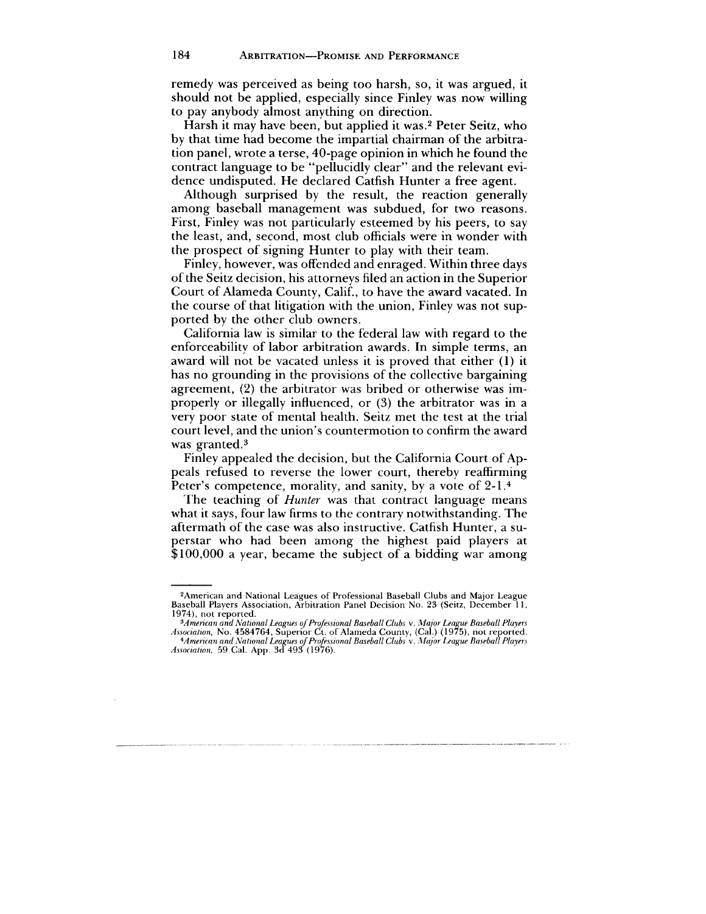remedy was perceived as being too harsh, so, it was argued, it should not be applied, especially since Finley was now willing to pay anybody almost anything on direction.

Harsh it may have been, but applied it was.[2] Peter Seitz, who by that time had become the impartial chairman of the arbitration panel, wrote a terse, 40-page opinion in which he found the contract language to be "pellucidly clear" and the relevant evidence undisputed. He declared Catfish Hunter a free agent.

Although surprised by the result, the reaction generally among baseball management was subdued, for two reasons. First, Finley was not particularly esteemed by his peers, to say the least, and, second, most club officials were in wonder with the prospect of signing Hunter to play with their team.

Finley, however, was offended and enraged. Within three days of the Seitz decision, his attorneys filed an action in the Superior Court of Alameda County, Calif., to have the award vacated. In the course of that litigation with the union, Finley was not supported by the other club owners.

California law is similar to the federal law with regard to the enforceability of labor arbitration awards. In simple terms, an award will not be vacated unless it is proved that either (1) it has no grounding in the provisions of the collective bargaining agreement, (2) the arbitrator was bribed or otherwise was improperly or illegally influenced, or (3) the arbitrator was in a very poor state of mental health. Seitz met the test at the trial court level, and the union's countermotion to confirm the award was granted.[3]

Finley appealed the decision, but the California Court of Appeals refused to reverse the lower court, thereby reaffirming Peter's competence, morality, and sanity, by a vote of 2-1.[4]

The teaching of *Hunter* was that contract language means what it says, four law firms to the contrary notwithstanding. The aftermath of the case was also instructive. Catfish Hunter, a superstar who had been among the highest paid players at $100,000 a year, became the subject of a bidding war among

---

[2] American and National Leagues of Professional Baseball Clubs and Major League Baseball Players Association, Arbitration Panel Decision No. 23 (Seitz, December 11, 1974), not reported.

[3] *American and National Leagues of Professional Baseball Clubs* v. *Major League Baseball Players Association*, No. 4584764, Superior Ct. of Alameda County, (Cal.) (1975), not reported.

[4] *American and National Leagues of Professional Baseball Clubs* v. *Major League Baseball Players Association*, 59 Cal. App. 3d 493 (1976).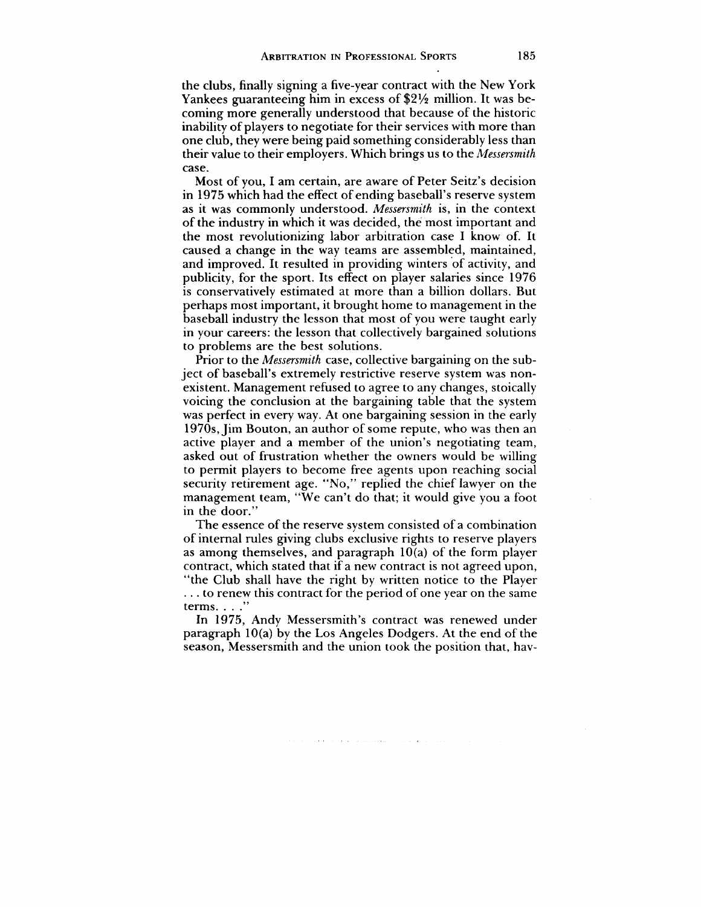the clubs, finally signing a five-year contract with the New York Yankees guaranteeing him in excess of $2½ million. It was becoming more generally understood that because of the historic inability of players to negotiate for their services with more than one club, they were being paid something considerably less than their value to their employers. Which brings us to the *Messersmith* case.

Most of you, I am certain, are aware of Peter Seitz's decision in 1975 which had the effect of ending baseball's reserve system as it was commonly understood. *Messersmith* is, in the context of the industry in which it was decided, the most important and the most revolutionizing labor arbitration case I know of. It caused a change in the way teams are assembled, maintained, and improved. It resulted in providing winters of activity, and publicity, for the sport. Its effect on player salaries since 1976 is conservatively estimated at more than a billion dollars. But perhaps most important, it brought home to management in the baseball industry the lesson that most of you were taught early in your careers: the lesson that collectively bargained solutions to problems are the best solutions.

Prior to the *Messersmith* case, collective bargaining on the subject of baseball's extremely restrictive reserve system was nonexistent. Management refused to agree to any changes, stoically voicing the conclusion at the bargaining table that the system was perfect in every way. At one bargaining session in the early 1970s, Jim Bouton, an author of some repute, who was then an active player and a member of the union's negotiating team, asked out of frustration whether the owners would be willing to permit players to become free agents upon reaching social security retirement age. "No," replied the chief lawyer on the management team, "We can't do that; it would give you a foot in the door."

The essence of the reserve system consisted of a combination of internal rules giving clubs exclusive rights to reserve players as among themselves, and paragraph 10(a) of the form player contract, which stated that if a new contract is not agreed upon, "the Club shall have the right by written notice to the Player . . . to renew this contract for the period of one year on the same terms. . . ."

In 1975, Andy Messersmith's contract was renewed under paragraph 10(a) by the Los Angeles Dodgers. At the end of the season, Messersmith and the union took the position that, hav-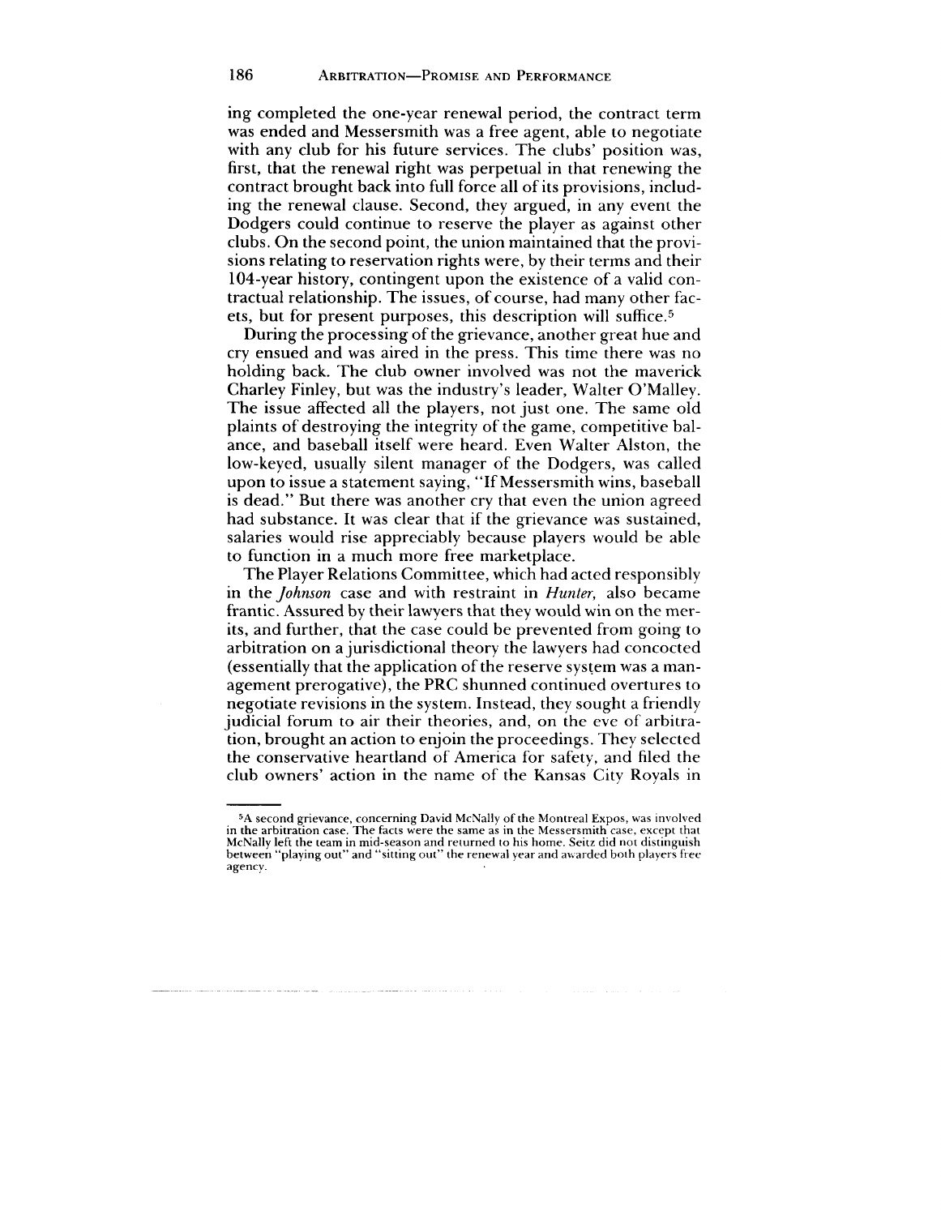ing completed the one-year renewal period, the contract term was ended and Messersmith was a free agent, able to negotiate with any club for his future services. The clubs' position was, first, that the renewal right was perpetual in that renewing the contract brought back into full force all of its provisions, including the renewal clause. Second, they argued, in any event the Dodgers could continue to reserve the player as against other clubs. On the second point, the union maintained that the provisions relating to reservation rights were, by their terms and their 104-year history, contingent upon the existence of a valid contractual relationship. The issues, of course, had many other facets, but for present purposes, this description will suffice.[5]

During the processing of the grievance, another great hue and cry ensued and was aired in the press. This time there was no holding back. The club owner involved was not the maverick Charley Finley, but was the industry's leader, Walter O'Malley. The issue affected all the players, not just one. The same old plaints of destroying the integrity of the game, competitive balance, and baseball itself were heard. Even Walter Alston, the low-keyed, usually silent manager of the Dodgers, was called upon to issue a statement saying, "If Messersmith wins, baseball is dead." But there was another cry that even the union agreed had substance. It was clear that if the grievance was sustained, salaries would rise appreciably because players would be able to function in a much more free marketplace.

The Player Relations Committee, which had acted responsibly in the *Johnson* case and with restraint in *Hunter*, also became frantic. Assured by their lawyers that they would win on the merits, and further, that the case could be prevented from going to arbitration on a jurisdictional theory the lawyers had concocted (essentially that the application of the reserve system was a management prerogative), the PRC shunned continued overtures to negotiate revisions in the system. Instead, they sought a friendly judicial forum to air their theories, and, on the eve of arbitration, brought an action to enjoin the proceedings. They selected the conservative heartland of America for safety, and filed the club owners' action in the name of the Kansas City Royals in

---

[5]A second grievance, concerning David McNally of the Montreal Expos, was involved in the arbitration case. The facts were the same as in the Messersmith case, except that McNally left the team in mid-season and returned to his home. Seitz did not distinguish between "playing out" and "sitting out" the renewal year and awarded both players free agency.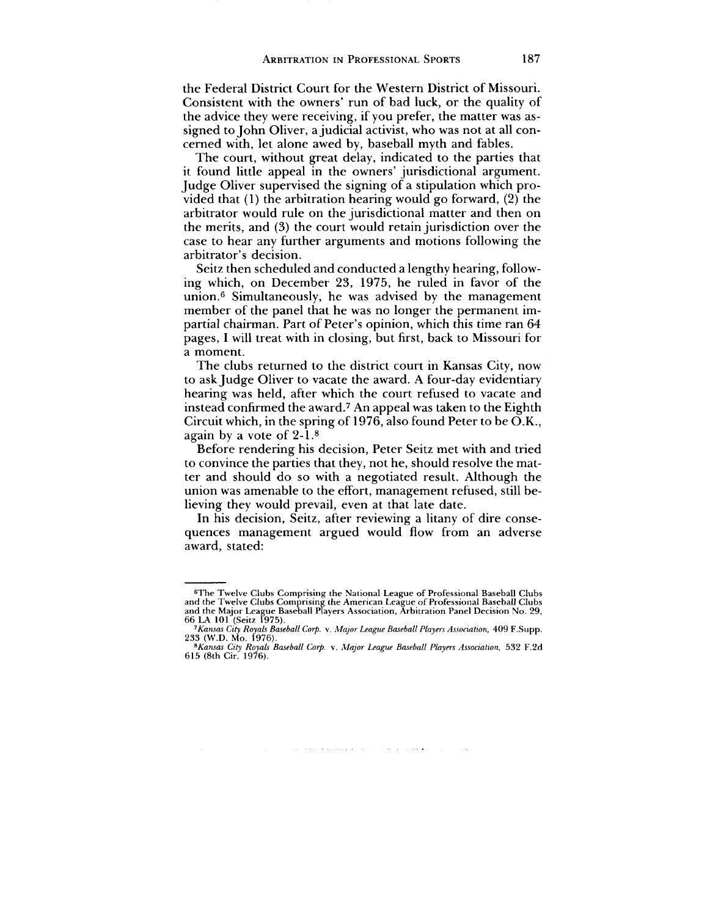the Federal District Court for the Western District of Missouri. Consistent with the owners' run of bad luck, or the quality of the advice they were receiving, if you prefer, the matter was assigned to John Oliver, a judicial activist, who was not at all concerned with, let alone awed by, baseball myth and fables.

The court, without great delay, indicated to the parties that it found little appeal in the owners' jurisdictional argument. Judge Oliver supervised the signing of a stipulation which provided that (1) the arbitration hearing would go forward, (2) the arbitrator would rule on the jurisdictional matter and then on the merits, and (3) the court would retain jurisdiction over the case to hear any further arguments and motions following the arbitrator's decision.

Seitz then scheduled and conducted a lengthy hearing, following which, on December 23, 1975, he ruled in favor of the union.[6] Simultaneously, he was advised by the management member of the panel that he was no longer the permanent impartial chairman. Part of Peter's opinion, which this time ran 64 pages, I will treat with in closing, but first, back to Missouri for a moment.

The clubs returned to the district court in Kansas City, now to ask Judge Oliver to vacate the award. A four-day evidentiary hearing was held, after which the court refused to vacate and instead confirmed the award.[7] An appeal was taken to the Eighth Circuit which, in the spring of 1976, also found Peter to be O.K., again by a vote of 2-1.[8]

Before rendering his decision, Peter Seitz met with and tried to convince the parties that they, not he, should resolve the matter and should do so with a negotiated result. Although the union was amenable to the effort, management refused, still believing they would prevail, even at that late date.

In his decision, Seitz, after reviewing a litany of dire consequences management argued would flow from an adverse award, stated:

---

[6]The Twelve Clubs Comprising the National League of Professional Baseball Clubs and the Twelve Clubs Comprising the American League of Professional Baseball Clubs and the Major League Baseball Players Association, Arbitration Panel Decision No. 29, 66 LA 101 (Seitz 1975).

[7]*Kansas City Royals Baseball Corp.* v. *Major League Baseball Players Association*, 409 F.Supp. 233 (W.D. Mo. 1976).

[8]*Kansas City Royals Baseball Corp.* v. *Major League Baseball Players Association*, 532 F.2d 615 (8th Cir. 1976).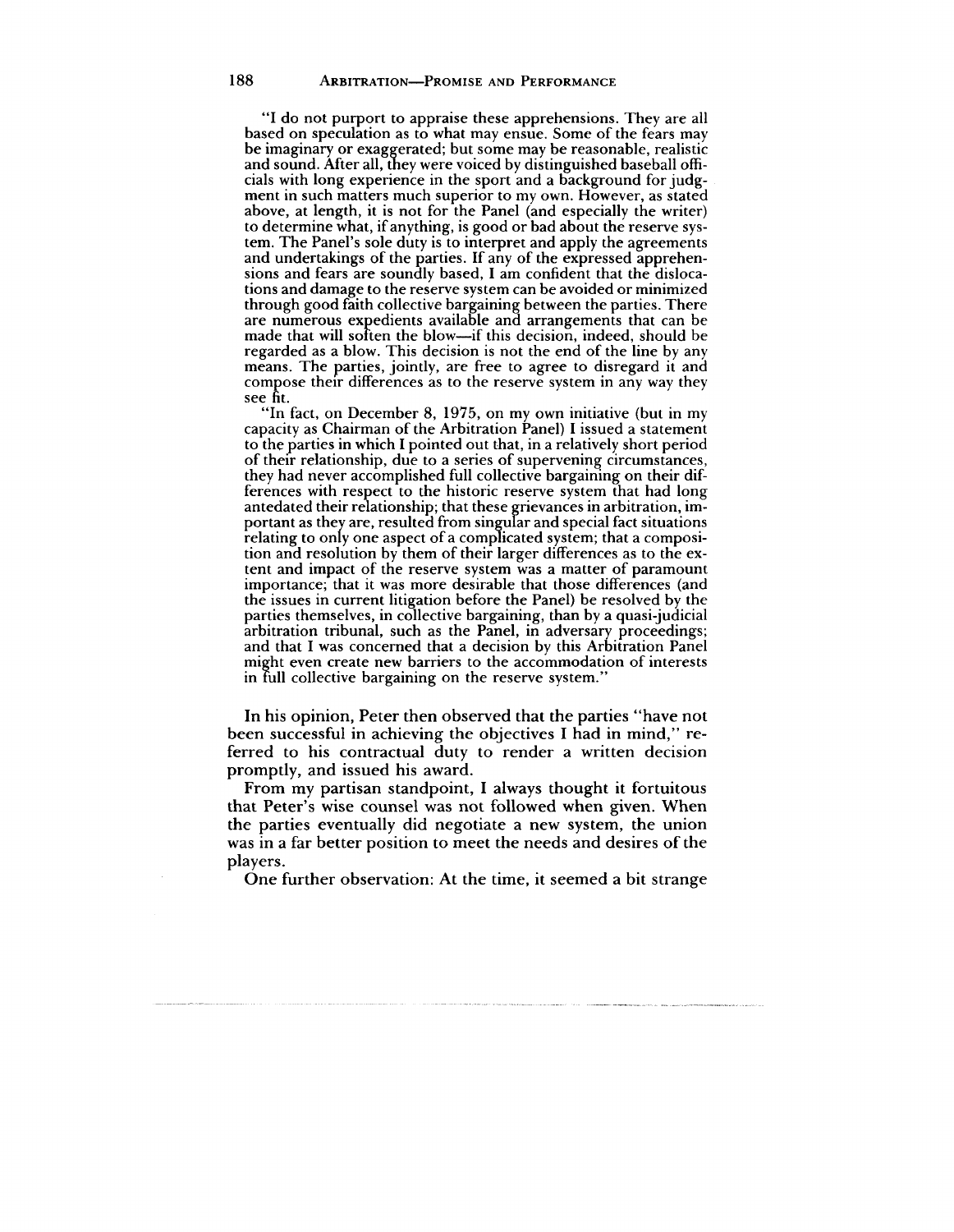"I do not purport to appraise these apprehensions. They are all based on speculation as to what may ensue. Some of the fears may be imaginary or exaggerated; but some may be reasonable, realistic and sound. After all, they were voiced by distinguished baseball officials with long experience in the sport and a background for judgment in such matters much superior to my own. However, as stated above, at length, it is not for the Panel (and especially the writer) to determine what, if anything, is good or bad about the reserve system. The Panel's sole duty is to interpret and apply the agreements and undertakings of the parties. If any of the expressed apprehensions and fears are soundly based, I am confident that the dislocations and damage to the reserve system can be avoided or minimized through good faith collective bargaining between the parties. There are numerous expedients available and arrangements that can be made that will soften the blow—if this decision, indeed, should be regarded as a blow. This decision is not the end of the line by any means. The parties, jointly, are free to agree to disregard it and compose their differences as to the reserve system in any way they see fit.

"In fact, on December 8, 1975, on my own initiative (but in my capacity as Chairman of the Arbitration Panel) I issued a statement to the parties in which I pointed out that, in a relatively short period of their relationship, due to a series of supervening circumstances, they had never accomplished full collective bargaining on their differences with respect to the historic reserve system that had long antedated their relationship; that these grievances in arbitration, important as they are, resulted from singular and special fact situations relating to only one aspect of a complicated system; that a composition and resolution by them of their larger differences as to the extent and impact of the reserve system was a matter of paramount importance; that it was more desirable that those differences (and the issues in current litigation before the Panel) be resolved by the parties themselves, in collective bargaining, than by a quasi-judicial arbitration tribunal, such as the Panel, in adversary proceedings; and that I was concerned that a decision by this Arbitration Panel might even create new barriers to the accommodation of interests in full collective bargaining on the reserve system."

In his opinion, Peter then observed that the parties "have not been successful in achieving the objectives I had in mind," referred to his contractual duty to render a written decision promptly, and issued his award.

From my partisan standpoint, I always thought it fortuitous that Peter's wise counsel was not followed when given. When the parties eventually did negotiate a new system, the union was in a far better position to meet the needs and desires of the players.

One further observation: At the time, it seemed a bit strange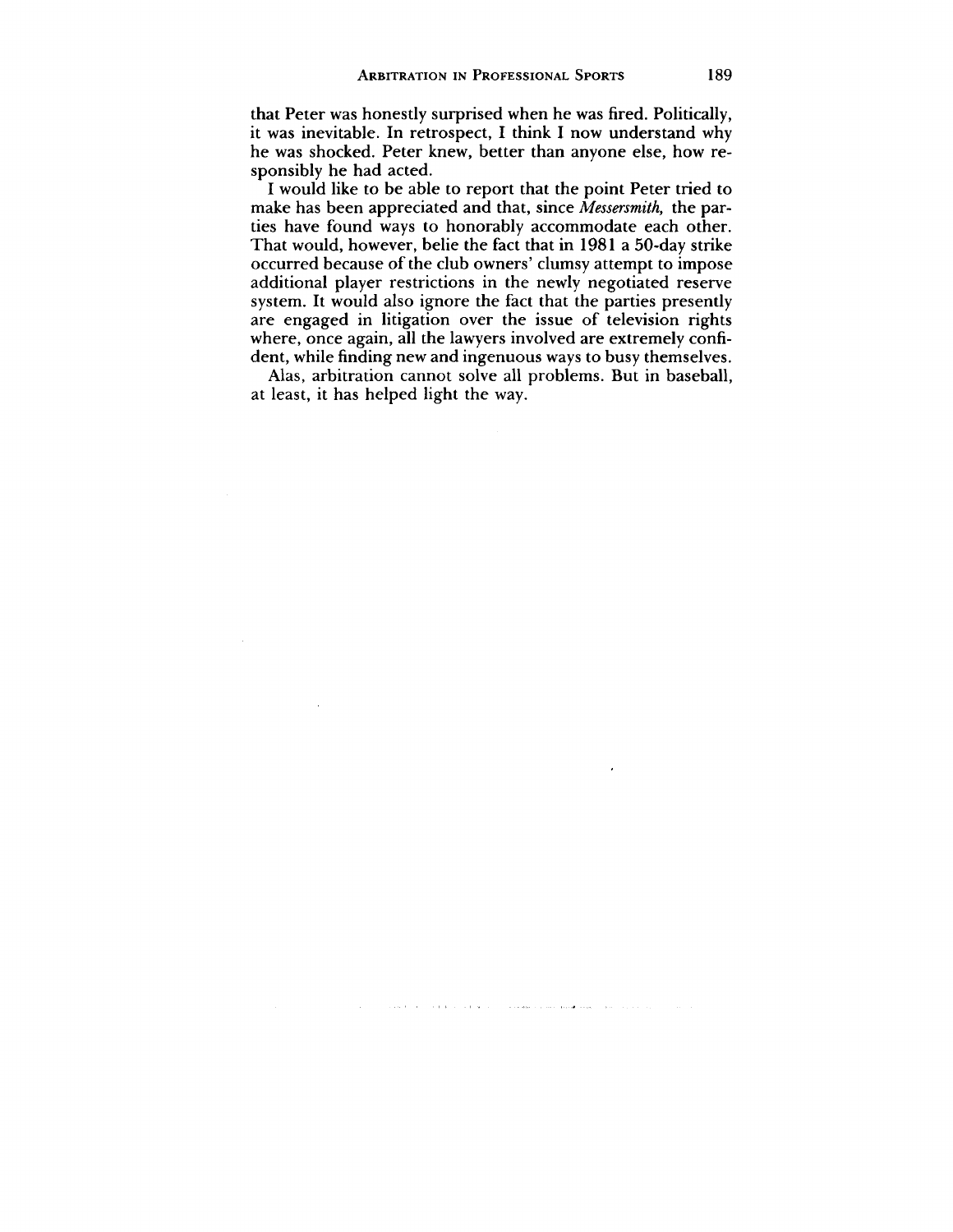that Peter was honestly surprised when he was fired. Politically, it was inevitable. In retrospect, I think I now understand why he was shocked. Peter knew, better than anyone else, how responsibly he had acted.

I would like to be able to report that the point Peter tried to make has been appreciated and that, since *Messersmith,* the parties have found ways to honorably accommodate each other. That would, however, belie the fact that in 1981 a 50-day strike occurred because of the club owners' clumsy attempt to impose additional player restrictions in the newly negotiated reserve system. It would also ignore the fact that the parties presently are engaged in litigation over the issue of television rights where, once again, all the lawyers involved are extremely confident, while finding new and ingenuous ways to busy themselves.

Alas, arbitration cannot solve all problems. But in baseball, at least, it has helped light the way.